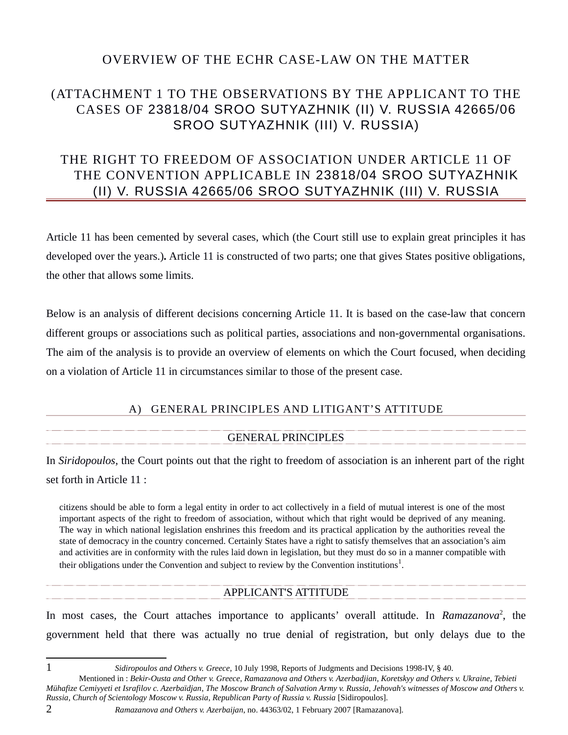# OVERVIEW OF THE ECHR CASE-LAW ON THE MATTER

## (ATTACHMENT 1 TO THE OBSERVATIONS BY THE APPLICANT TO THE CASES OF 23818/04 SROO SUTYAZHNIK (II) V. RUSSIA 42665/06 SROO SUTYAZHNIK (III) V. RUSSIA)

## THE RIGHT TO FREEDOM OF ASSOCIATION UNDER ARTICLE 11 OF THE CONVENTION APPLICABLE IN 23818/04 SROO SUTYAZHNIK (II) V. RUSSIA 42665/06 SROO SUTYAZHNIK (III) V. RUSSIA

Article 11 has been cemented by several cases, which (the Court still use to explain great principles it has developed over the years.)**.** Article 11 is constructed of two parts; one that gives States positive obligations, the other that allows some limits.

Below is an analysis of different decisions concerning Article 11. It is based on the case-law that concern different groups or associations such as political parties, associations and non-governmental organisations. The aim of the analysis is to provide an overview of elements on which the Court focused, when deciding on a violation of Article 11 in circumstances similar to those of the present case.

### A) GENERAL PRINCIPLES AND LITIGANT'S ATTITUDE

#### GENERAL PRINCIPLES

In *Siridopoulos,* the Court points out that the right to freedom of association is an inherent part of the right set forth in Article 11 :

> citizens should be able to form a legal entity in order to act collectively in a field of mutual interest is one of the most important aspects of the right to freedom of association, without which that right would be deprived of any meaning. The way in which national legislation enshrines this freedom and its practical application by the authorities reveal the state of democracy in the country concerned. Certainly States have a right to satisfy themselves that an association's aim and activities are in conformity with the rules laid down in legislation, but they must do so in a manner compatible with their obligations under the Convention and subject to review by the Convention institutions[1].

#### APPLICANT'S ATTITUDE

In most cases, the Court attaches importance to applicants' overall attitude. In *Ramazanova*[2], the government held that there was actually no true denial of registration, but only delays due to the

---

1 *Sidiropoulos and Others v. Greece*, 10 July 1998, Reports of Judgments and Decisions 1998-IV, § 40. Mentioned in : *Bekir-Ousta and Other v. Greece*, *Ramazanova and Others v. Azerbadjian*, *Koretskyy and Others v. Ukraine*, *Tebieti Mühafize Cemiyyeti et Israfilov c. Azerbaïdjan*, *The Moscow Branch of Salvation Army v. Russia*, *Jehovah's witnesses of Moscow and Others v. Russia*, *Church of Scientology Moscow v. Russia*, *Republican Party of Russia v. Russia* [Sidiropoulos].

2 *Ramazanova and Others v. Azerbaijan*, no. 44363/02, 1 February 2007 [Ramazanova].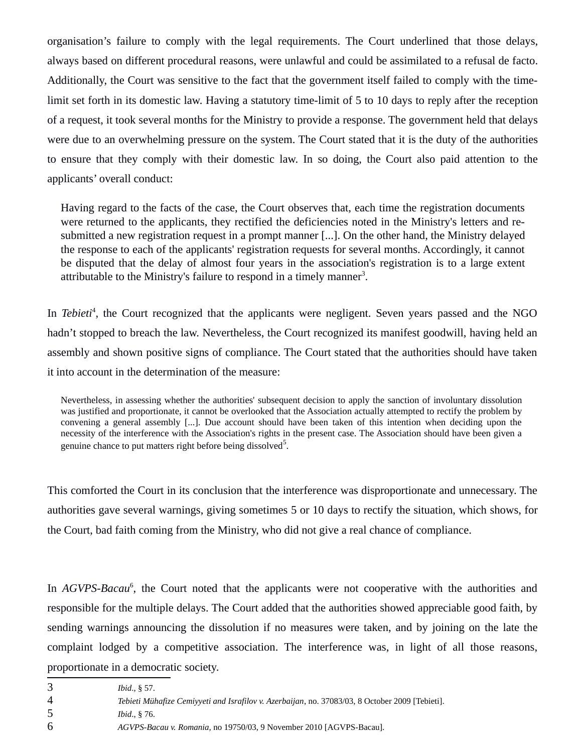organisation's failure to comply with the legal requirements. The Court underlined that those delays, always based on different procedural reasons, were unlawful and could be assimilated to a refusal de facto. Additionally, the Court was sensitive to the fact that the government itself failed to comply with the time-limit set forth in its domestic law. Having a statutory time-limit of 5 to 10 days to reply after the reception of a request, it took several months for the Ministry to provide a response. The government held that delays were due to an overwhelming pressure on the system. The Court stated that it is the duty of the authorities to ensure that they comply with their domestic law. In so doing, the Court also paid attention to the applicants' overall conduct:

> Having regard to the facts of the case, the Court observes that, each time the registration documents were returned to the applicants, they rectified the deficiencies noted in the Ministry's letters and re-submitted a new registration request in a prompt manner [...]. On the other hand, the Ministry delayed the response to each of the applicants' registration requests for several months. Accordingly, it cannot be disputed that the delay of almost four years in the association's registration is to a large extent attributable to the Ministry's failure to respond in a timely manner[3].

In *Tebieti*[4], the Court recognized that the applicants were negligent. Seven years passed and the NGO hadn't stopped to breach the law. Nevertheless, the Court recognized its manifest goodwill, having held an assembly and shown positive signs of compliance. The Court stated that the authorities should have taken it into account in the determination of the measure:

> Nevertheless, in assessing whether the authorities' subsequent decision to apply the sanction of involuntary dissolution was justified and proportionate, it cannot be overlooked that the Association actually attempted to rectify the problem by convening a general assembly [...]. Due account should have been taken of this intention when deciding upon the necessity of the interference with the Association's rights in the present case. The Association should have been given a genuine chance to put matters right before being dissolved[5].

This comforted the Court in its conclusion that the interference was disproportionate and unnecessary. The authorities gave several warnings, giving sometimes 5 or 10 days to rectify the situation, which shows, for the Court, bad faith coming from the Ministry, who did not give a real chance of compliance.

In *AGVPS-Bacau*[6], the Court noted that the applicants were not cooperative with the authorities and responsible for the multiple delays. The Court added that the authorities showed appreciable good faith, by sending warnings announcing the dissolution if no measures were taken, and by joining on the late the complaint lodged by a competitive association. The interference was, in light of all those reasons, proportionate in a democratic society.

---

3 *Ibid.*, § 57.

4 *Tebieti Mühafize Cemiyyeti and Israfilov v. Azerbaijan*, no. 37083/03, 8 October 2009 [Tebieti].

5 *Ibid.*, § 76.

6 *AGVPS-Bacau v. Romania*, no 19750/03, 9 November 2010 [AGVPS-Bacau].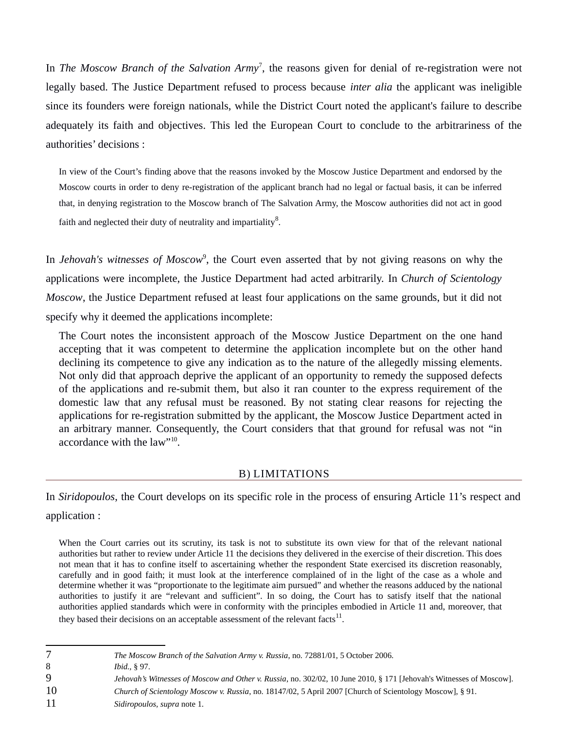In *The Moscow Branch of the Salvation Army*[7], the reasons given for denial of re-registration were not legally based. The Justice Department refused to process because *inter alia* the applicant was ineligible since its founders were foreign nationals, while the District Court noted the applicant's failure to describe adequately its faith and objectives. This led the European Court to conclude to the arbitrariness of the authorities' decisions :

> In view of the Court's finding above that the reasons invoked by the Moscow Justice Department and endorsed by the Moscow courts in order to deny re-registration of the applicant branch had no legal or factual basis, it can be inferred that, in denying registration to the Moscow branch of The Salvation Army, the Moscow authorities did not act in good faith and neglected their duty of neutrality and impartiality[8].

In *Jehovah's witnesses of Moscow*[9], the Court even asserted that by not giving reasons on why the applications were incomplete, the Justice Department had acted arbitrarily. In *Church of Scientology Moscow*, the Justice Department refused at least four applications on the same grounds, but it did not specify why it deemed the applications incomplete:

> The Court notes the inconsistent approach of the Moscow Justice Department on the one hand accepting that it was competent to determine the application incomplete but on the other hand declining its competence to give any indication as to the nature of the allegedly missing elements. Not only did that approach deprive the applicant of an opportunity to remedy the supposed defects of the applications and re-submit them, but also it ran counter to the express requirement of the domestic law that any refusal must be reasoned. By not stating clear reasons for rejecting the applications for re-registration submitted by the applicant, the Moscow Justice Department acted in an arbitrary manner. Consequently, the Court considers that that ground for refusal was not "in accordance with the law"[10].

## B) LIMITATIONS

In *Siridopoulos*, the Court develops on its specific role in the process of ensuring Article 11's respect and application :

> When the Court carries out its scrutiny, its task is not to substitute its own view for that of the relevant national authorities but rather to review under Article 11 the decisions they delivered in the exercise of their discretion. This does not mean that it has to confine itself to ascertaining whether the respondent State exercised its discretion reasonably, carefully and in good faith; it must look at the interference complained of in the light of the case as a whole and determine whether it was "proportionate to the legitimate aim pursued" and whether the reasons adduced by the national authorities to justify it are "relevant and sufficient". In so doing, the Court has to satisfy itself that the national authorities applied standards which were in conformity with the principles embodied in Article 11 and, moreover, that they based their decisions on an acceptable assessment of the relevant facts[11].

---

7 *The Moscow Branch of the Salvation Army v. Russia*, no. 72881/01, 5 October 2006.

8 *Ibid.*, § 97.

9 *Jehovah's Witnesses of Moscow and Other v. Russia*, no. 302/02, 10 June 2010, § 171 [Jehovah's Witnesses of Moscow].

10 *Church of Scientology Moscow v. Russia*, no. 18147/02, 5 April 2007 [Church of Scientology Moscow], § 91.

11 *Sidiropoulos, supra* note 1.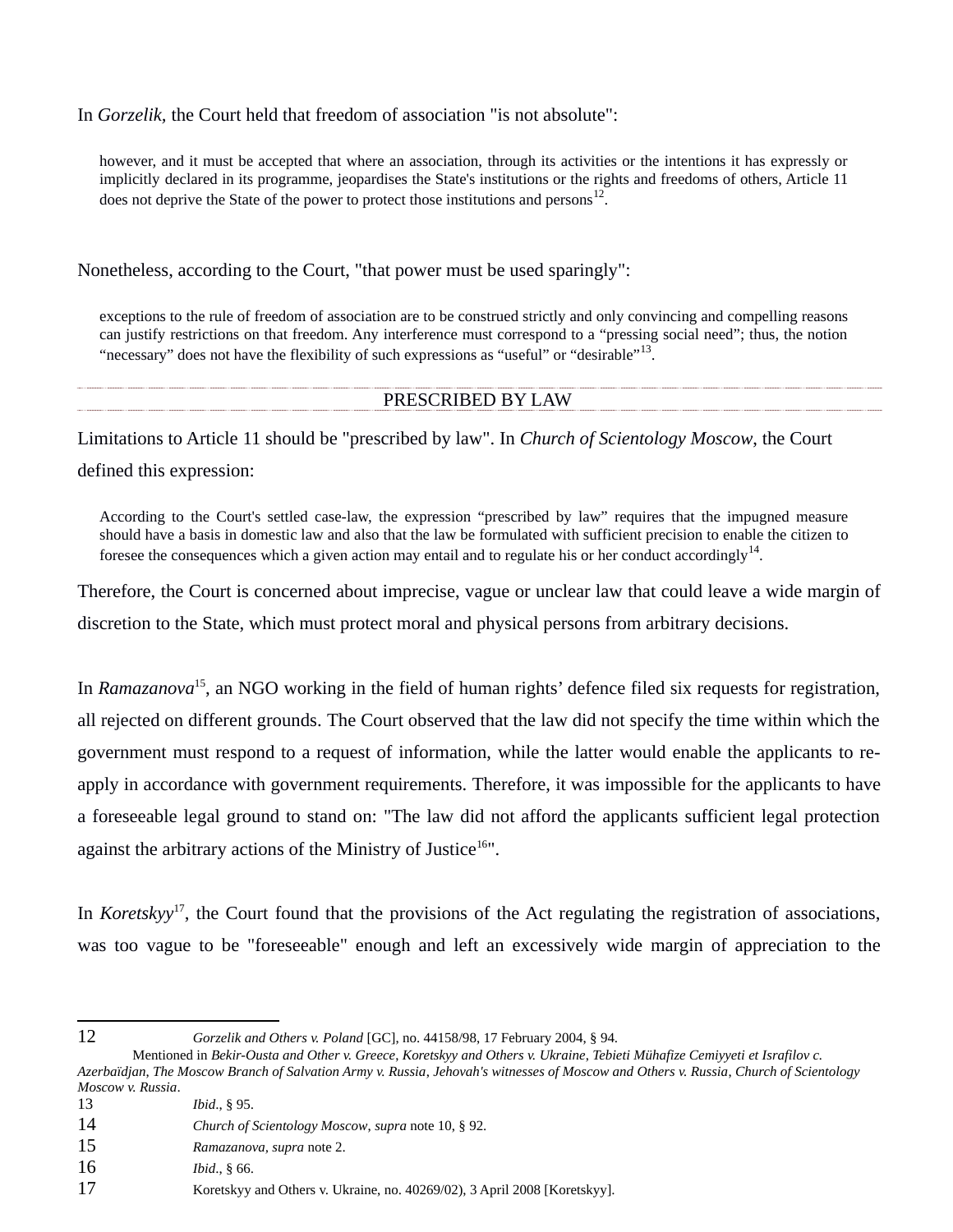In *Gorzelik*, the Court held that freedom of association "is not absolute":

> however, and it must be accepted that where an association, through its activities or the intentions it has expressly or implicitly declared in its programme, jeopardises the State's institutions or the rights and freedoms of others, Article 11 does not deprive the State of the power to protect those institutions and persons[12].

Nonetheless, according to the Court, "that power must be used sparingly":

> exceptions to the rule of freedom of association are to be construed strictly and only convincing and compelling reasons can justify restrictions on that freedom. Any interference must correspond to a “pressing social need”; thus, the notion “necessary” does not have the flexibility of such expressions as “useful” or “desirable”[13].

## PRESCRIBED BY LAW

Limitations to Article 11 should be "prescribed by law". In *Church of Scientology Moscow*, the Court defined this expression:

> According to the Court's settled case-law, the expression “prescribed by law” requires that the impugned measure should have a basis in domestic law and also that the law be formulated with sufficient precision to enable the citizen to foresee the consequences which a given action may entail and to regulate his or her conduct accordingly[14].

Therefore, the Court is concerned about imprecise, vague or unclear law that could leave a wide margin of discretion to the State, which must protect moral and physical persons from arbitrary decisions.

In *Ramazanova*[15], an NGO working in the field of human rights’ defence filed six requests for registration, all rejected on different grounds. The Court observed that the law did not specify the time within which the government must respond to a request of information, while the latter would enable the applicants to re-apply in accordance with government requirements. Therefore, it was impossible for the applicants to have a foreseeable legal ground to stand on: "The law did not afford the applicants sufficient legal protection against the arbitrary actions of the Ministry of Justice[16]".

In *Koretskyy*[17], the Court found that the provisions of the Act regulating the registration of associations, was too vague to be "foreseeable" enough and left an excessively wide margin of appreciation to the

---

12 *Gorzelik and Others v. Poland* [GC], no. 44158/98, 17 February 2004, § 94.
Mentioned in *Bekir-Ousta and Other v. Greece*, *Koretskyy and Others v. Ukraine*, *Tebieti Mühafize Cemiyyeti et Israfilov c. Azerbaïdjan*, *The Moscow Branch of Salvation Army v. Russia*, *Jehovah's witnesses of Moscow and Others v. Russia*, *Church of Scientology Moscow v. Russia*.

13 *Ibid*., § 95.

14 *Church of Scientology Moscow, supra* note 10, § 92.

15 *Ramazanova, supra* note 2.

16 *Ibid*., § 66.

17 Koretskyy and Others v. Ukraine, no. 40269/02), 3 April 2008 [Koretskyy].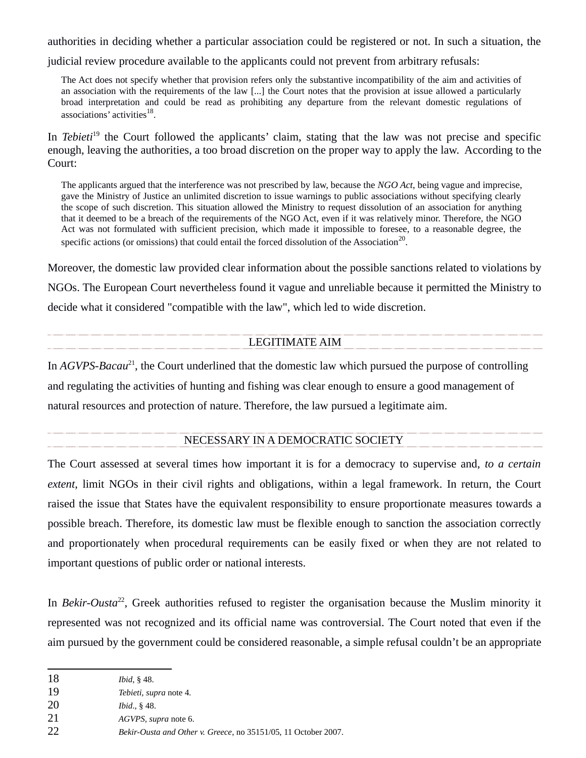authorities in deciding whether a particular association could be registered or not. In such a situation, the judicial review procedure available to the applicants could not prevent from arbitrary refusals:

> The Act does not specify whether that provision refers only the substantive incompatibility of the aim and activities of an association with the requirements of the law [...] the Court notes that the provision at issue allowed a particularly broad interpretation and could be read as prohibiting any departure from the relevant domestic regulations of associations' activities[18].

In *Tebieti*[19] the Court followed the applicants' claim, stating that the law was not precise and specific enough, leaving the authorities, a too broad discretion on the proper way to apply the law. According to the Court:

> The applicants argued that the interference was not prescribed by law, because the *NGO Act*, being vague and imprecise, gave the Ministry of Justice an unlimited discretion to issue warnings to public associations without specifying clearly the scope of such discretion. This situation allowed the Ministry to request dissolution of an association for anything that it deemed to be a breach of the requirements of the NGO Act, even if it was relatively minor. Therefore, the NGO Act was not formulated with sufficient precision, which made it impossible to foresee, to a reasonable degree, the specific actions (or omissions) that could entail the forced dissolution of the Association[20].

Moreover, the domestic law provided clear information about the possible sanctions related to violations by NGOs. The European Court nevertheless found it vague and unreliable because it permitted the Ministry to decide what it considered "compatible with the law", which led to wide discretion.

## LEGITIMATE AIM

In *AGVPS-Bacau*[21], the Court underlined that the domestic law which pursued the purpose of controlling and regulating the activities of hunting and fishing was clear enough to ensure a good management of natural resources and protection of nature. Therefore, the law pursued a legitimate aim.

## NECESSARY IN A DEMOCRATIC SOCIETY

The Court assessed at several times how important it is for a democracy to supervise and, *to a certain extent*, limit NGOs in their civil rights and obligations, within a legal framework. In return, the Court raised the issue that States have the equivalent responsibility to ensure proportionate measures towards a possible breach. Therefore, its domestic law must be flexible enough to sanction the association correctly and proportionately when procedural requirements can be easily fixed or when they are not related to important questions of public order or national interests.

In *Bekir-Ousta*[22], Greek authorities refused to register the organisation because the Muslim minority it represented was not recognized and its official name was controversial. The Court noted that even if the aim pursued by the government could be considered reasonable, a simple refusal couldn't be an appropriate

---

18 *Ibid*, § 48.

19 *Tebieti, supra* note 4.

20 *Ibid.*, § 48.

21 *AGVPS, supra* note 6.

22 *Bekir-Ousta and Other v. Greece*, no 35151/05, 11 October 2007.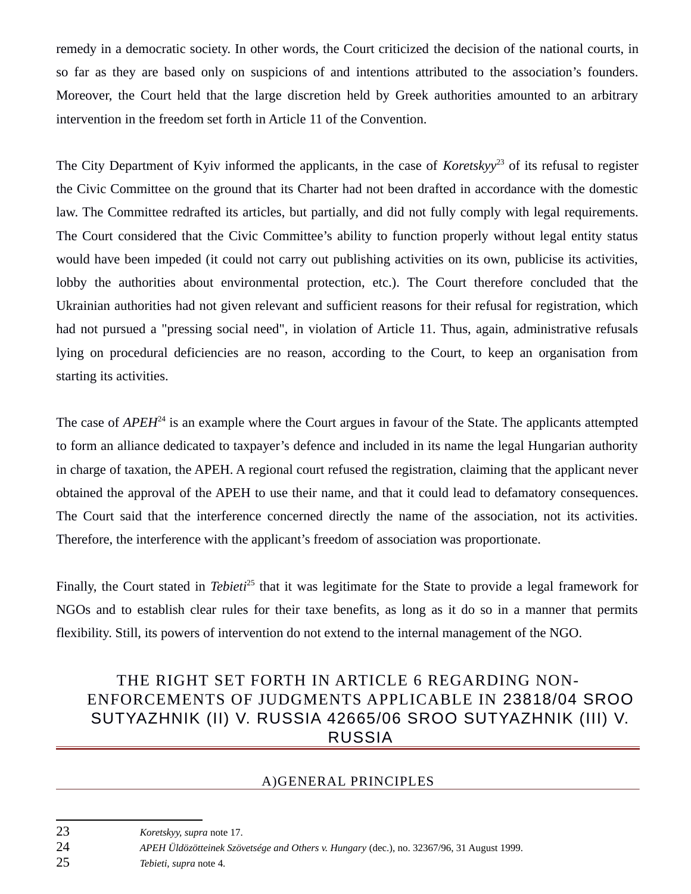remedy in a democratic society. In other words, the Court criticized the decision of the national courts, in so far as they are based only on suspicions of and intentions attributed to the association's founders. Moreover, the Court held that the large discretion held by Greek authorities amounted to an arbitrary intervention in the freedom set forth in Article 11 of the Convention.

The City Department of Kyiv informed the applicants, in the case of *Koretskyy*[23] of its refusal to register the Civic Committee on the ground that its Charter had not been drafted in accordance with the domestic law. The Committee redrafted its articles, but partially, and did not fully comply with legal requirements. The Court considered that the Civic Committee's ability to function properly without legal entity status would have been impeded (it could not carry out publishing activities on its own, publicise its activities, lobby the authorities about environmental protection, etc.). The Court therefore concluded that the Ukrainian authorities had not given relevant and sufficient reasons for their refusal for registration, which had not pursued a "pressing social need", in violation of Article 11. Thus, again, administrative refusals lying on procedural deficiencies are no reason, according to the Court, to keep an organisation from starting its activities.

The case of *APEH*[24] is an example where the Court argues in favour of the State. The applicants attempted to form an alliance dedicated to taxpayer's defence and included in its name the legal Hungarian authority in charge of taxation, the APEH. A regional court refused the registration, claiming that the applicant never obtained the approval of the APEH to use their name, and that it could lead to defamatory consequences. The Court said that the interference concerned directly the name of the association, not its activities. Therefore, the interference with the applicant's freedom of association was proportionate.

Finally, the Court stated in *Tebieti*[25] that it was legitimate for the State to provide a legal framework for NGOs and to establish clear rules for their taxe benefits, as long as it do so in a manner that permits flexibility. Still, its powers of intervention do not extend to the internal management of the NGO.

## THE RIGHT SET FORTH IN ARTICLE 6 REGARDING NON-ENFORCEMENTS OF JUDGMENTS APPLICABLE IN 23818/04 SROO SUTYAZHNIK (II) V. RUSSIA 42665/06 SROO SUTYAZHNIK (III) V. RUSSIA

### A)GENERAL PRINCIPLES

---

23 *Koretskyy, supra* note 17.

24 *APEH Üldözötteinek Szövetsége and Others v. Hungary* (dec.), no. 32367/96, 31 August 1999.

25 *Tebieti, supra* note 4.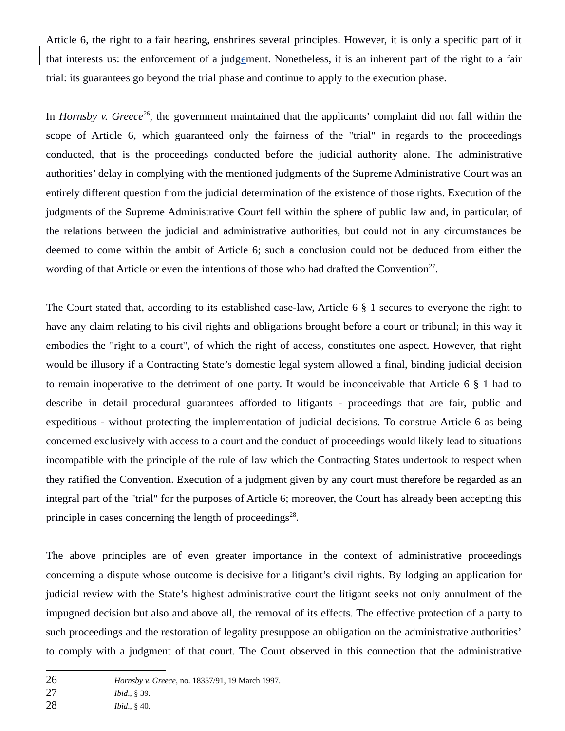Article 6, the right to a fair hearing, enshrines several principles. However, it is only a specific part of it that interests us: the enforcement of a judgement. Nonetheless, it is an inherent part of the right to a fair trial: its guarantees go beyond the trial phase and continue to apply to the execution phase.

In *Hornsby v. Greece*[26], the government maintained that the applicants' complaint did not fall within the scope of Article 6, which guaranteed only the fairness of the "trial" in regards to the proceedings conducted, that is the proceedings conducted before the judicial authority alone. The administrative authorities' delay in complying with the mentioned judgments of the Supreme Administrative Court was an entirely different question from the judicial determination of the existence of those rights. Execution of the judgments of the Supreme Administrative Court fell within the sphere of public law and, in particular, of the relations between the judicial and administrative authorities, but could not in any circumstances be deemed to come within the ambit of Article 6; such a conclusion could not be deduced from either the wording of that Article or even the intentions of those who had drafted the Convention[27].

The Court stated that, according to its established case-law, Article 6 § 1 secures to everyone the right to have any claim relating to his civil rights and obligations brought before a court or tribunal; in this way it embodies the "right to a court", of which the right of access, constitutes one aspect. However, that right would be illusory if a Contracting State's domestic legal system allowed a final, binding judicial decision to remain inoperative to the detriment of one party. It would be inconceivable that Article 6 § 1 had to describe in detail procedural guarantees afforded to litigants - proceedings that are fair, public and expeditious - without protecting the implementation of judicial decisions. To construe Article 6 as being concerned exclusively with access to a court and the conduct of proceedings would likely lead to situations incompatible with the principle of the rule of law which the Contracting States undertook to respect when they ratified the Convention. Execution of a judgment given by any court must therefore be regarded as an integral part of the "trial" for the purposes of Article 6; moreover, the Court has already been accepting this principle in cases concerning the length of proceedings[28].

The above principles are of even greater importance in the context of administrative proceedings concerning a dispute whose outcome is decisive for a litigant's civil rights. By lodging an application for judicial review with the State's highest administrative court the litigant seeks not only annulment of the impugned decision but also and above all, the removal of its effects. The effective protection of a party to such proceedings and the restoration of legality presuppose an obligation on the administrative authorities' to comply with a judgment of that court. The Court observed in this connection that the administrative

---

26 *Hornsby v. Greece*, no. 18357/91, 19 March 1997.

27 *Ibid.*, § 39.

28 *Ibid.*, § 40.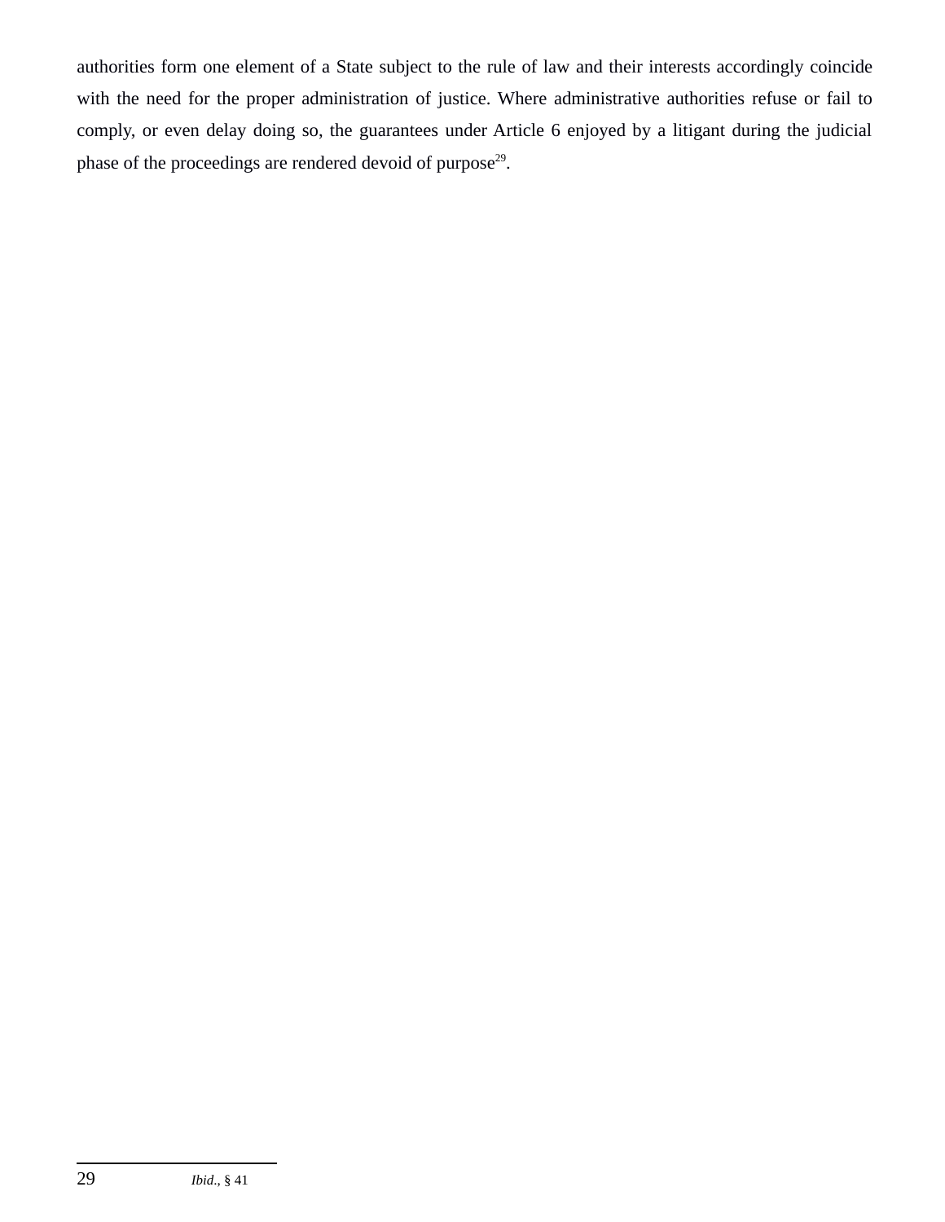authorities form one element of a State subject to the rule of law and their interests accordingly coincide with the need for the proper administration of justice. Where administrative authorities refuse or fail to comply, or even delay doing so, the guarantees under Article 6 enjoyed by a litigant during the judicial phase of the proceedings are rendered devoid of purpose[29].

---

[29] *Ibid.*, § 41